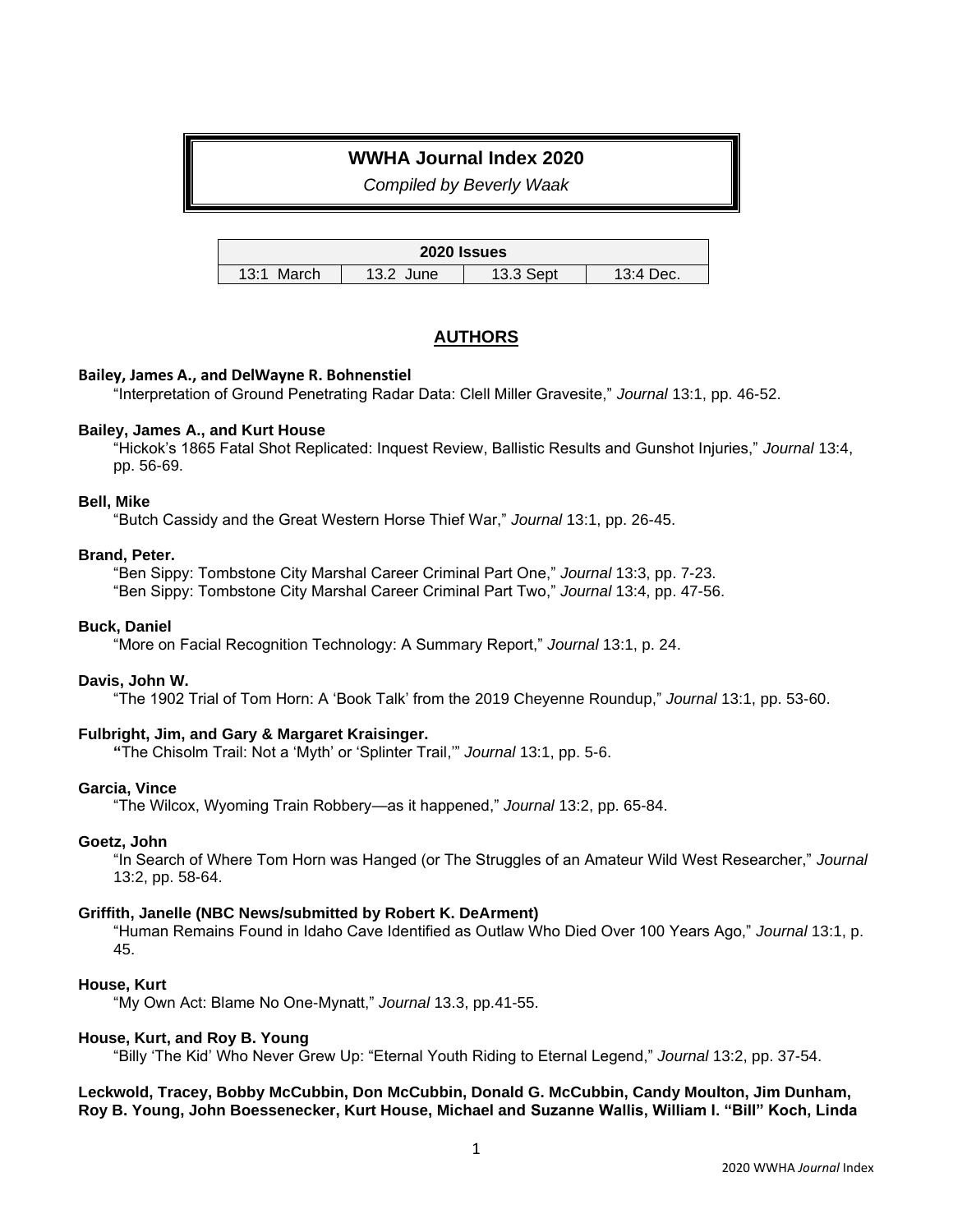# WWHA Journal Index 2020

*Compiled by Beverly Waak*

| 2020 Issues | | | |
|---|---|---|---|
| 13:1 March | 13.2 June | 13.3 Sept | 13:4 Dec. |

## AUTHORS

**Bailey, James A., and DelWayne R. Bohnenstiel**

"Interpretation of Ground Penetrating Radar Data: Clell Miller Gravesite," *Journal* 13:1, pp. 46-52.

**Bailey, James A., and Kurt House**

"Hickok's 1865 Fatal Shot Replicated: Inquest Review, Ballistic Results and Gunshot Injuries," *Journal* 13:4, pp. 56-69.

**Bell, Mike**

"Butch Cassidy and the Great Western Horse Thief War," *Journal* 13:1, pp. 26-45.

**Brand, Peter.**

"Ben Sippy: Tombstone City Marshal Career Criminal Part One," *Journal* 13:3, pp. 7-23.
"Ben Sippy: Tombstone City Marshal Career Criminal Part Two," *Journal* 13:4, pp. 47-56.

**Buck, Daniel**

"More on Facial Recognition Technology: A Summary Report," *Journal* 13:1, p. 24.

**Davis, John W.**

"The 1902 Trial of Tom Horn: A 'Book Talk' from the 2019 Cheyenne Roundup," *Journal* 13:1, pp. 53-60.

**Fulbright, Jim, and Gary & Margaret Kraisinger.**

"The Chisolm Trail: Not a 'Myth' or 'Splinter Trail,'" *Journal* 13:1, pp. 5-6.

**Garcia, Vince**

"The Wilcox, Wyoming Train Robbery—as it happened," *Journal* 13:2, pp. 65-84.

**Goetz, John**

"In Search of Where Tom Horn was Hanged (or The Struggles of an Amateur Wild West Researcher," *Journal* 13:2, pp. 58-64.

**Griffith, Janelle (NBC News/submitted by Robert K. DeArment)**

"Human Remains Found in Idaho Cave Identified as Outlaw Who Died Over 100 Years Ago," *Journal* 13:1, p. 45.

**House, Kurt**

"My Own Act: Blame No One-Mynatt," *Journal* 13.3, pp.41-55.

**House, Kurt, and Roy B. Young**

"Billy 'The Kid' Who Never Grew Up: "Eternal Youth Riding to Eternal Legend," *Journal* 13:2, pp. 37-54.

**Leckwold, Tracey, Bobby McCubbin, Don McCubbin, Donald G. McCubbin, Candy Moulton, Jim Dunham, Roy B. Young, John Boessenecker, Kurt House, Michael and Suzanne Wallis, William I. "Bill" Koch, Linda**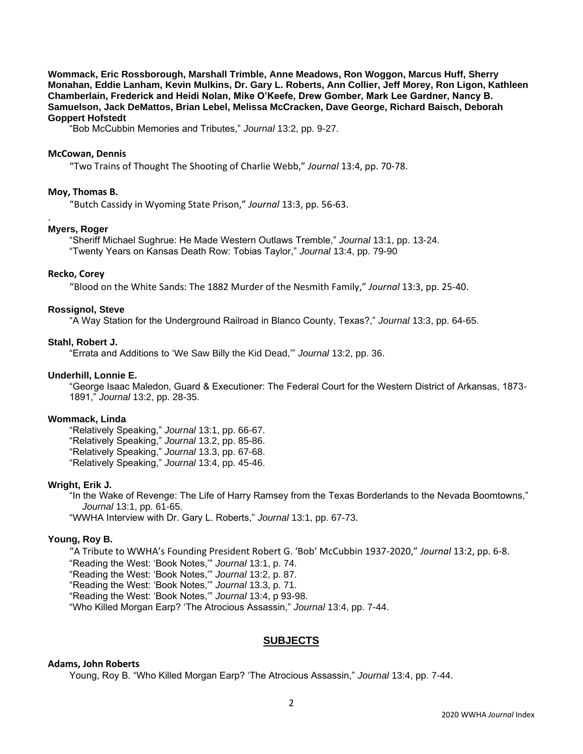**Wommack, Eric Rossborough, Marshall Trimble, Anne Meadows, Ron Woggon, Marcus Huff, Sherry Monahan, Eddie Lanham, Kevin Mulkins, Dr. Gary L. Roberts, Ann Collier, Jeff Morey, Ron Ligon, Kathleen Chamberlain, Frederick and Heidi Nolan, Mike O'Keefe, Drew Gomber, Mark Lee Gardner, Nancy B. Samuelson, Jack DeMattos, Brian Lebel, Melissa McCracken, Dave George, Richard Baisch, Deborah Goppert Hofstedt**

"Bob McCubbin Memories and Tributes," *Journal* 13:2, pp. 9-27.

**McCowan, Dennis**

"Two Trains of Thought The Shooting of Charlie Webb," *Journal* 13:4, pp. 70-78.

**Moy, Thomas B.**

"Butch Cassidy in Wyoming State Prison," *Journal* 13:3, pp. 56-63.

.

**Myers, Roger**

"Sheriff Michael Sughrue: He Made Western Outlaws Tremble," *Journal* 13:1, pp. 13-24.
"Twenty Years on Kansas Death Row: Tobias Taylor," *Journal* 13:4, pp. 79-90

**Recko, Corey**

"Blood on the White Sands: The 1882 Murder of the Nesmith Family," *Journal* 13:3, pp. 25-40.

**Rossignol, Steve**

"A Way Station for the Underground Railroad in Blanco County, Texas?," *Journal* 13:3, pp. 64-65.

**Stahl, Robert J.**

"Errata and Additions to 'We Saw Billy the Kid Dead,'" *Journal* 13:2, pp. 36.

**Underhill, Lonnie E.**

"George Isaac Maledon, Guard & Executioner: The Federal Court for the Western District of Arkansas, 1873-1891," *Journal* 13:2, pp. 28-35.

**Wommack, Linda**

"Relatively Speaking," *Journal* 13:1, pp. 66-67.
"Relatively Speaking," *Journal* 13.2, pp. 85-86.
"Relatively Speaking," *Journal* 13.3, pp. 67-68.
"Relatively Speaking," *Journal* 13:4, pp. 45-46.

**Wright, Erik J.**

"In the Wake of Revenge: The Life of Harry Ramsey from the Texas Borderlands to the Nevada Boomtowns," *Journal* 13:1, pp. 61-65.
"WWHA Interview with Dr. Gary L. Roberts," *Journal* 13:1, pp. 67-73.

**Young, Roy B.**

"A Tribute to WWHA's Founding President Robert G. 'Bob' McCubbin 1937-2020," *Journal* 13:2, pp. 6-8.
"Reading the West: 'Book Notes,'" *Journal* 13:1, p. 74.
"Reading the West: 'Book Notes,'" *Journal* 13:2, p. 87.
"Reading the West: 'Book Notes,'" *Journal* 13.3, p. 71.
"Reading the West: 'Book Notes,'" *Journal* 13:4, p 93-98.
"Who Killed Morgan Earp? 'The Atrocious Assassin," *Journal* 13:4, pp. 7-44.

## SUBJECTS

**Adams, John Roberts**

Young, Roy B. "Who Killed Morgan Earp? 'The Atrocious Assassin," *Journal* 13:4, pp. 7-44.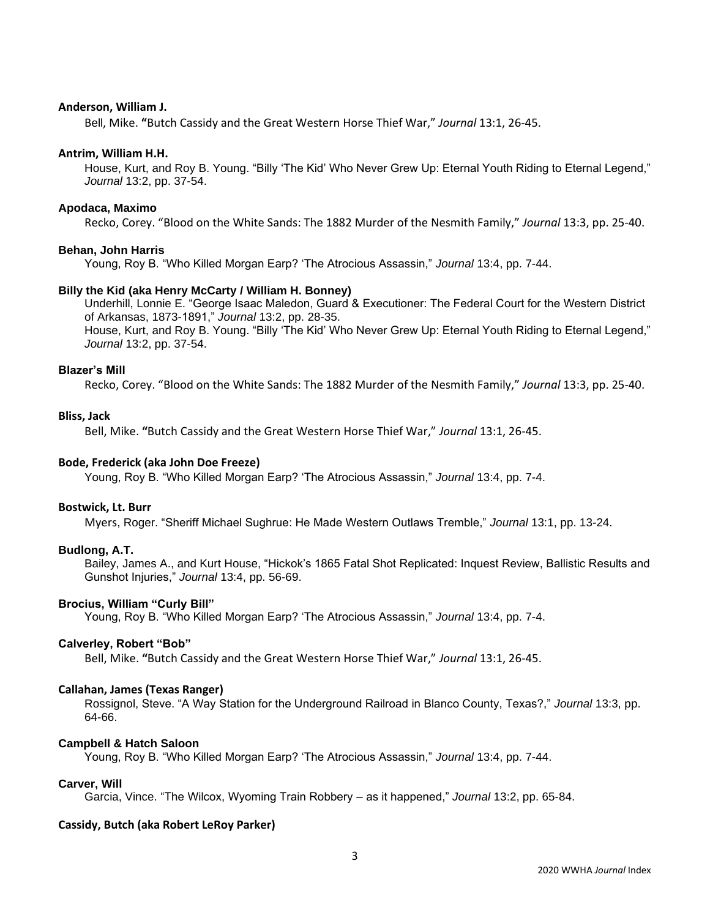**Anderson, William J.**

Bell, Mike. **"**Butch Cassidy and the Great Western Horse Thief War," *Journal* 13:1, 26-45.

**Antrim, William H.H.**

House, Kurt, and Roy B. Young. "Billy 'The Kid' Who Never Grew Up: Eternal Youth Riding to Eternal Legend," *Journal* 13:2, pp. 37-54.

**Apodaca, Maximo**

Recko, Corey. "Blood on the White Sands: The 1882 Murder of the Nesmith Family," *Journal* 13:3, pp. 25-40.

**Behan, John Harris**

Young, Roy B. "Who Killed Morgan Earp? 'The Atrocious Assassin," *Journal* 13:4, pp. 7-44.

**Billy the Kid (aka Henry McCarty / William H. Bonney)**

Underhill, Lonnie E. "George Isaac Maledon, Guard & Executioner: The Federal Court for the Western District of Arkansas, 1873-1891," *Journal* 13:2, pp. 28-35.
House, Kurt, and Roy B. Young. "Billy 'The Kid' Who Never Grew Up: Eternal Youth Riding to Eternal Legend," *Journal* 13:2, pp. 37-54.

**Blazer's Mill**

Recko, Corey. "Blood on the White Sands: The 1882 Murder of the Nesmith Family," *Journal* 13:3, pp. 25-40.

**Bliss, Jack**

Bell, Mike. **"**Butch Cassidy and the Great Western Horse Thief War," *Journal* 13:1, 26-45.

**Bode, Frederick (aka John Doe Freeze)**

Young, Roy B. "Who Killed Morgan Earp? 'The Atrocious Assassin," *Journal* 13:4, pp. 7-4.

**Bostwick, Lt. Burr**

Myers, Roger. "Sheriff Michael Sughrue: He Made Western Outlaws Tremble," *Journal* 13:1, pp. 13-24.

**Budlong, A.T.**

Bailey, James A., and Kurt House, "Hickok's 1865 Fatal Shot Replicated: Inquest Review, Ballistic Results and Gunshot Injuries," *Journal* 13:4, pp. 56-69.

**Brocius, William "Curly Bill"**

Young, Roy B. "Who Killed Morgan Earp? 'The Atrocious Assassin," *Journal* 13:4, pp. 7-4.

**Calverley, Robert "Bob"**

Bell, Mike. **"**Butch Cassidy and the Great Western Horse Thief War," *Journal* 13:1, 26-45.

**Callahan, James (Texas Ranger)**

Rossignol, Steve. "A Way Station for the Underground Railroad in Blanco County, Texas?," *Journal* 13:3, pp. 64-66.

**Campbell & Hatch Saloon**

Young, Roy B. "Who Killed Morgan Earp? 'The Atrocious Assassin," *Journal* 13:4, pp. 7-44.

**Carver, Will**

Garcia, Vince. "The Wilcox, Wyoming Train Robbery – as it happened," *Journal* 13:2, pp. 65-84.

**Cassidy, Butch (aka Robert LeRoy Parker)**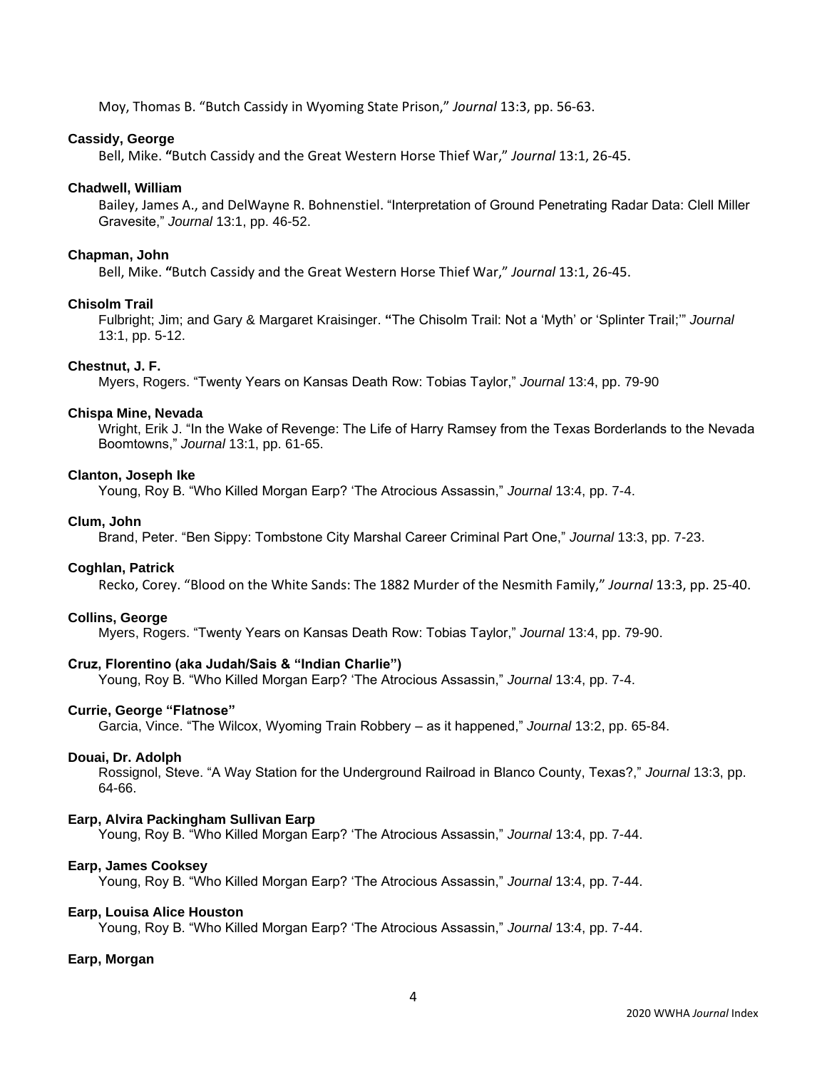Moy, Thomas B. "Butch Cassidy in Wyoming State Prison," *Journal* 13:3, pp. 56-63.

**Cassidy, George**

Bell, Mike. **"**Butch Cassidy and the Great Western Horse Thief War," *Journal* 13:1, 26-45.

**Chadwell, William**

Bailey, James A., and DelWayne R. Bohnenstiel. "Interpretation of Ground Penetrating Radar Data: Clell Miller Gravesite," *Journal* 13:1, pp. 46-52.

**Chapman, John**

Bell, Mike. **"**Butch Cassidy and the Great Western Horse Thief War," *Journal* 13:1, 26-45.

**Chisolm Trail**

Fulbright; Jim; and Gary & Margaret Kraisinger. **"**The Chisolm Trail: Not a 'Myth' or 'Splinter Trail;'" *Journal* 13:1, pp. 5-12.

**Chestnut, J. F.**

Myers, Rogers. "Twenty Years on Kansas Death Row: Tobias Taylor," *Journal* 13:4, pp. 79-90

**Chispa Mine, Nevada**

Wright, Erik J. "In the Wake of Revenge: The Life of Harry Ramsey from the Texas Borderlands to the Nevada Boomtowns," *Journal* 13:1, pp. 61-65.

**Clanton, Joseph Ike**

Young, Roy B. "Who Killed Morgan Earp? 'The Atrocious Assassin," *Journal* 13:4, pp. 7-4.

**Clum, John**

Brand, Peter. "Ben Sippy: Tombstone City Marshal Career Criminal Part One," *Journal* 13:3, pp. 7-23.

**Coghlan, Patrick**

Recko, Corey. "Blood on the White Sands: The 1882 Murder of the Nesmith Family," *Journal* 13:3, pp. 25-40.

**Collins, George**

Myers, Rogers. "Twenty Years on Kansas Death Row: Tobias Taylor," *Journal* 13:4, pp. 79-90.

**Cruz, Florentino (aka Judah/Sais & "Indian Charlie")**

Young, Roy B. "Who Killed Morgan Earp? 'The Atrocious Assassin," *Journal* 13:4, pp. 7-4.

**Currie, George "Flatnose"**

Garcia, Vince. "The Wilcox, Wyoming Train Robbery – as it happened," *Journal* 13:2, pp. 65-84.

**Douai, Dr. Adolph**

Rossignol, Steve. "A Way Station for the Underground Railroad in Blanco County, Texas?," *Journal* 13:3, pp. 64-66.

**Earp, Alvira Packingham Sullivan Earp**

Young, Roy B. "Who Killed Morgan Earp? 'The Atrocious Assassin," *Journal* 13:4, pp. 7-44.

**Earp, James Cooksey**

Young, Roy B. "Who Killed Morgan Earp? 'The Atrocious Assassin," *Journal* 13:4, pp. 7-44.

**Earp, Louisa Alice Houston**

Young, Roy B. "Who Killed Morgan Earp? 'The Atrocious Assassin," *Journal* 13:4, pp. 7-44.

**Earp, Morgan**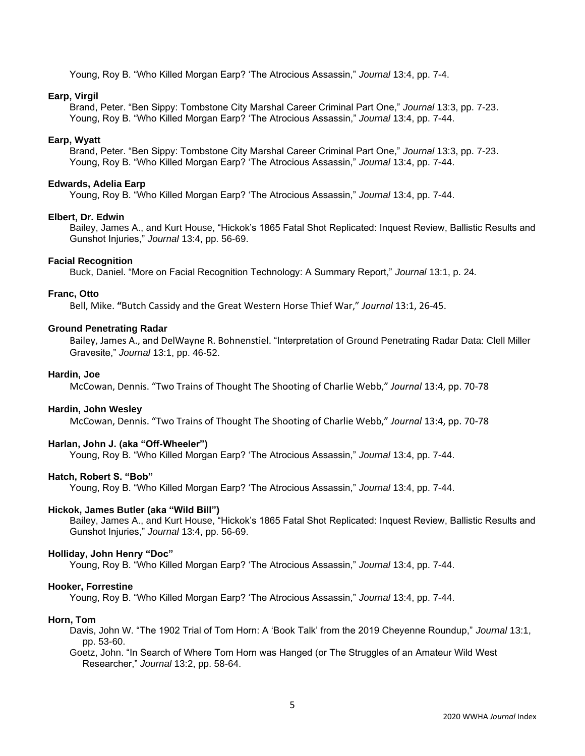Young, Roy B. "Who Killed Morgan Earp? 'The Atrocious Assassin," *Journal* 13:4, pp. 7-4.

**Earp, Virgil**

Brand, Peter. "Ben Sippy: Tombstone City Marshal Career Criminal Part One," *Journal* 13:3, pp. 7-23.
Young, Roy B. "Who Killed Morgan Earp? 'The Atrocious Assassin," *Journal* 13:4, pp. 7-44.

**Earp, Wyatt**

Brand, Peter. "Ben Sippy: Tombstone City Marshal Career Criminal Part One," *Journal* 13:3, pp. 7-23.
Young, Roy B. "Who Killed Morgan Earp? 'The Atrocious Assassin," *Journal* 13:4, pp. 7-44.

**Edwards, Adelia Earp**

Young, Roy B. "Who Killed Morgan Earp? 'The Atrocious Assassin," *Journal* 13:4, pp. 7-44.

**Elbert, Dr. Edwin**

Bailey, James A., and Kurt House, "Hickok's 1865 Fatal Shot Replicated: Inquest Review, Ballistic Results and Gunshot Injuries," *Journal* 13:4, pp. 56-69.

**Facial Recognition**

Buck, Daniel. "More on Facial Recognition Technology: A Summary Report," *Journal* 13:1, p. 24*.*

**Franc, Otto**

Bell, Mike. **"**Butch Cassidy and the Great Western Horse Thief War," *Journal* 13:1, 26-45.

**Ground Penetrating Radar**

Bailey, James A., and DelWayne R. Bohnenstiel. "Interpretation of Ground Penetrating Radar Data: Clell Miller Gravesite," *Journal* 13:1, pp. 46-52.

**Hardin, Joe**

McCowan, Dennis. "Two Trains of Thought The Shooting of Charlie Webb," *Journal* 13:4, pp. 70-78

**Hardin, John Wesley**

McCowan, Dennis. "Two Trains of Thought The Shooting of Charlie Webb," *Journal* 13:4, pp. 70-78

**Harlan, John J. (aka "Off-Wheeler")**

Young, Roy B. "Who Killed Morgan Earp? 'The Atrocious Assassin," *Journal* 13:4, pp. 7-44.

**Hatch, Robert S. "Bob"**

Young, Roy B. "Who Killed Morgan Earp? 'The Atrocious Assassin," *Journal* 13:4, pp. 7-44.

**Hickok, James Butler (aka "Wild Bill")**

Bailey, James A., and Kurt House, "Hickok's 1865 Fatal Shot Replicated: Inquest Review, Ballistic Results and Gunshot Injuries," *Journal* 13:4, pp. 56-69.

**Holliday, John Henry "Doc"**

Young, Roy B. "Who Killed Morgan Earp? 'The Atrocious Assassin," *Journal* 13:4, pp. 7-44.

**Hooker, Forrestine**

Young, Roy B. "Who Killed Morgan Earp? 'The Atrocious Assassin," *Journal* 13:4, pp. 7-44.

**Horn, Tom**

Davis, John W. "The 1902 Trial of Tom Horn: A 'Book Talk' from the 2019 Cheyenne Roundup," *Journal* 13:1, pp. 53-60.
Goetz, John. "In Search of Where Tom Horn was Hanged (or The Struggles of an Amateur Wild West Researcher," *Journal* 13:2, pp. 58-64.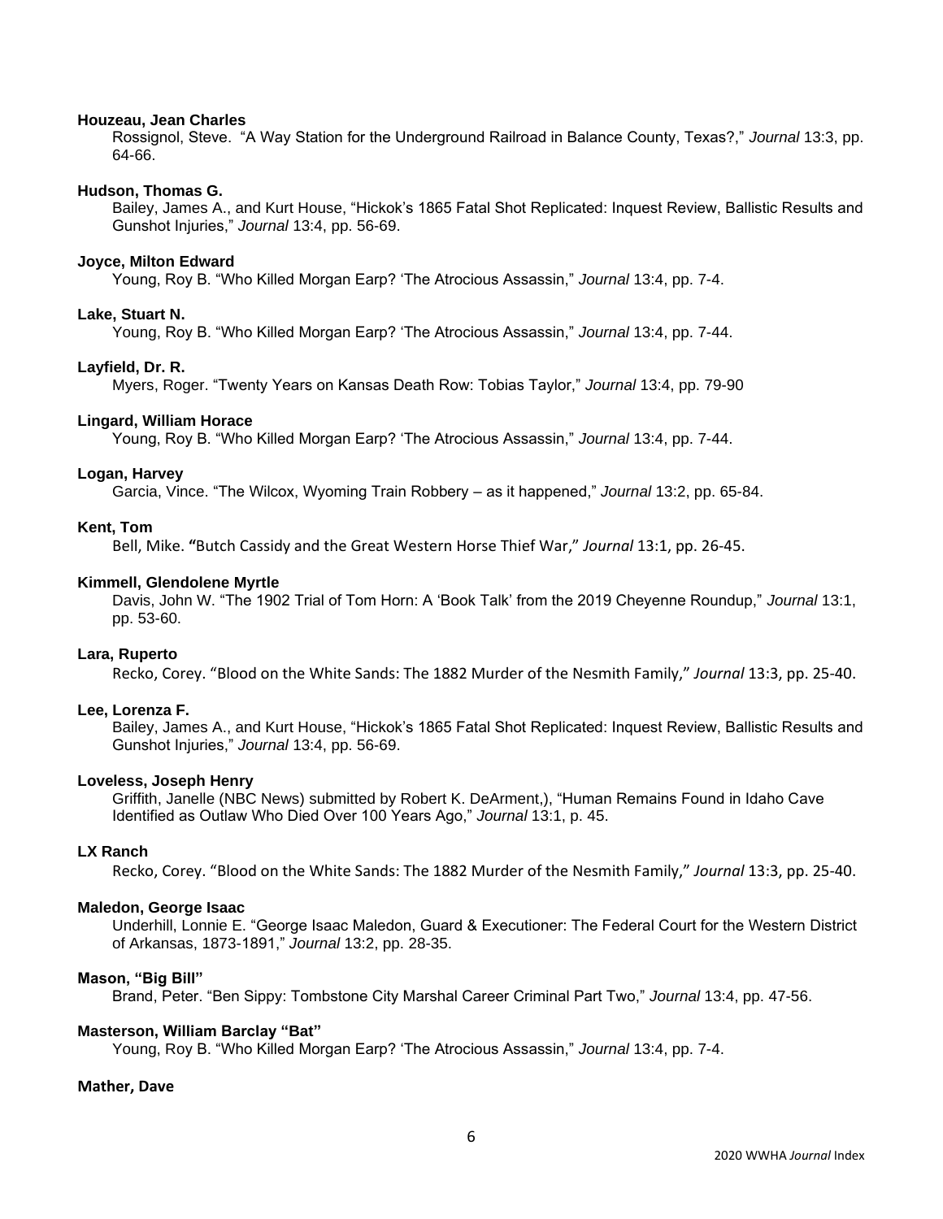**Houzeau, Jean Charles**

Rossignol, Steve. "A Way Station for the Underground Railroad in Balance County, Texas?," *Journal* 13:3, pp. 64-66.

**Hudson, Thomas G.**

Bailey, James A., and Kurt House, "Hickok's 1865 Fatal Shot Replicated: Inquest Review, Ballistic Results and Gunshot Injuries," *Journal* 13:4, pp. 56-69.

**Joyce, Milton Edward**

Young, Roy B. "Who Killed Morgan Earp? 'The Atrocious Assassin," *Journal* 13:4, pp. 7-4.

**Lake, Stuart N.**

Young, Roy B. "Who Killed Morgan Earp? 'The Atrocious Assassin," *Journal* 13:4, pp. 7-44.

**Layfield, Dr. R.**

Myers, Roger. "Twenty Years on Kansas Death Row: Tobias Taylor," *Journal* 13:4, pp. 79-90

**Lingard, William Horace**

Young, Roy B. "Who Killed Morgan Earp? 'The Atrocious Assassin," *Journal* 13:4, pp. 7-44.

**Logan, Harvey**

Garcia, Vince. "The Wilcox, Wyoming Train Robbery – as it happened," *Journal* 13:2, pp. 65-84.

**Kent, Tom**

Bell, Mike. "Butch Cassidy and the Great Western Horse Thief War," *Journal* 13:1, pp. 26-45.

**Kimmell, Glendolene Myrtle**

Davis, John W. "The 1902 Trial of Tom Horn: A 'Book Talk' from the 2019 Cheyenne Roundup," *Journal* 13:1, pp. 53-60.

**Lara, Ruperto**

Recko, Corey. "Blood on the White Sands: The 1882 Murder of the Nesmith Family," *Journal* 13:3, pp. 25-40.

**Lee, Lorenza F.**

Bailey, James A., and Kurt House, "Hickok's 1865 Fatal Shot Replicated: Inquest Review, Ballistic Results and Gunshot Injuries," *Journal* 13:4, pp. 56-69.

**Loveless, Joseph Henry**

Griffith, Janelle (NBC News) submitted by Robert K. DeArment,), "Human Remains Found in Idaho Cave Identified as Outlaw Who Died Over 100 Years Ago," *Journal* 13:1, p. 45.

**LX Ranch**

Recko, Corey. "Blood on the White Sands: The 1882 Murder of the Nesmith Family," *Journal* 13:3, pp. 25-40.

**Maledon, George Isaac**

Underhill, Lonnie E. "George Isaac Maledon, Guard & Executioner: The Federal Court for the Western District of Arkansas, 1873-1891," *Journal* 13:2, pp. 28-35.

**Mason, "Big Bill"**

Brand, Peter. "Ben Sippy: Tombstone City Marshal Career Criminal Part Two," *Journal* 13:4, pp. 47-56.

**Masterson, William Barclay "Bat"**

Young, Roy B. "Who Killed Morgan Earp? 'The Atrocious Assassin," *Journal* 13:4, pp. 7-4.

**Mather, Dave**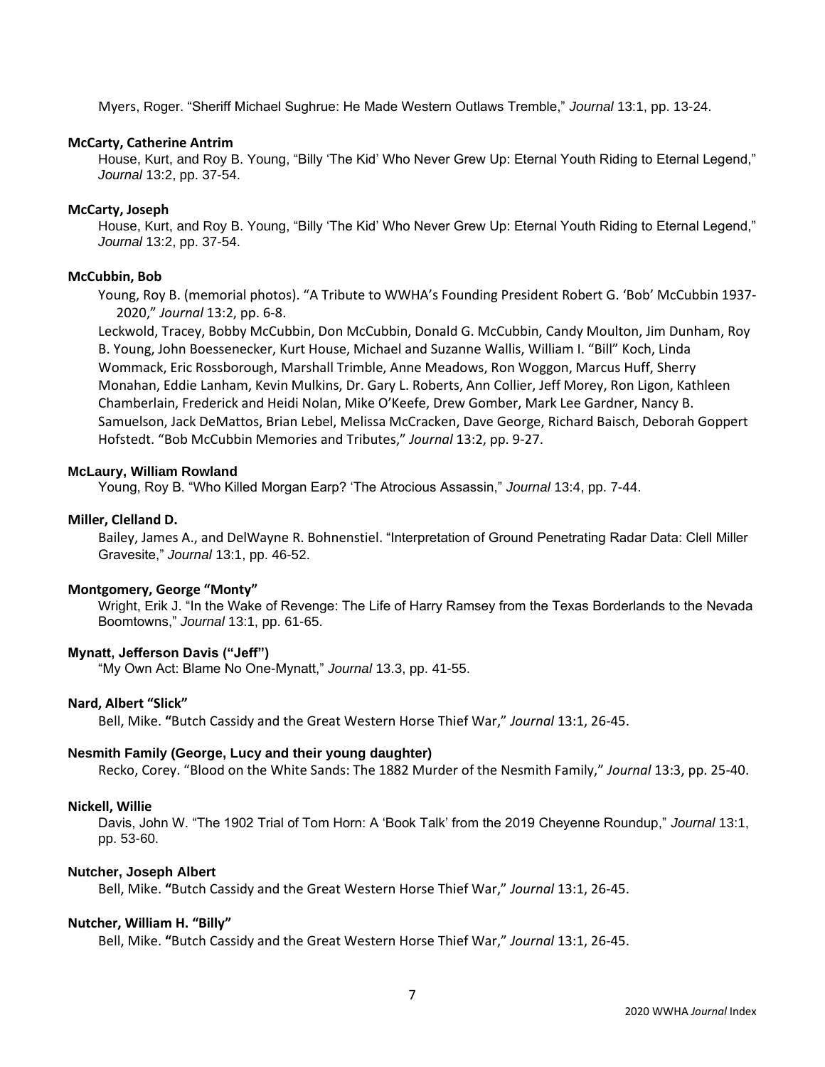Myers, Roger. "Sheriff Michael Sughrue: He Made Western Outlaws Tremble," *Journal* 13:1, pp. 13-24.

**McCarty, Catherine Antrim**

House, Kurt, and Roy B. Young, "Billy 'The Kid' Who Never Grew Up: Eternal Youth Riding to Eternal Legend," *Journal* 13:2, pp. 37-54.

**McCarty, Joseph**

House, Kurt, and Roy B. Young, "Billy 'The Kid' Who Never Grew Up: Eternal Youth Riding to Eternal Legend," *Journal* 13:2, pp. 37-54.

**McCubbin, Bob**

Young, Roy B. (memorial photos). "A Tribute to WWHA's Founding President Robert G. 'Bob' McCubbin 1937-2020," *Journal* 13:2, pp. 6-8.

Leckwold, Tracey, Bobby McCubbin, Don McCubbin, Donald G. McCubbin, Candy Moulton, Jim Dunham, Roy B. Young, John Boessenecker, Kurt House, Michael and Suzanne Wallis, William I. "Bill" Koch, Linda Wommack, Eric Rossborough, Marshall Trimble, Anne Meadows, Ron Woggon, Marcus Huff, Sherry Monahan, Eddie Lanham, Kevin Mulkins, Dr. Gary L. Roberts, Ann Collier, Jeff Morey, Ron Ligon, Kathleen Chamberlain, Frederick and Heidi Nolan, Mike O'Keefe, Drew Gomber, Mark Lee Gardner, Nancy B. Samuelson, Jack DeMattos, Brian Lebel, Melissa McCracken, Dave George, Richard Baisch, Deborah Goppert Hofstedt. "Bob McCubbin Memories and Tributes," *Journal* 13:2, pp. 9-27.

**McLaury, William Rowland**

Young, Roy B. "Who Killed Morgan Earp? 'The Atrocious Assassin," *Journal* 13:4, pp. 7-44.

**Miller, Clelland D.**

Bailey, James A., and DelWayne R. Bohnenstiel. "Interpretation of Ground Penetrating Radar Data: Clell Miller Gravesite," *Journal* 13:1, pp. 46-52.

**Montgomery, George "Monty"**

Wright, Erik J. "In the Wake of Revenge: The Life of Harry Ramsey from the Texas Borderlands to the Nevada Boomtowns," *Journal* 13:1, pp. 61-65.

**Mynatt, Jefferson Davis ("Jeff")**

"My Own Act: Blame No One-Mynatt," *Journal* 13.3, pp. 41-55.

**Nard, Albert "Slick"**

Bell, Mike. **"**Butch Cassidy and the Great Western Horse Thief War," *Journal* 13:1, 26-45.

**Nesmith Family (George, Lucy and their young daughter)**

Recko, Corey. "Blood on the White Sands: The 1882 Murder of the Nesmith Family," *Journal* 13:3, pp. 25-40.

**Nickell, Willie**

Davis, John W. "The 1902 Trial of Tom Horn: A 'Book Talk' from the 2019 Cheyenne Roundup," *Journal* 13:1, pp. 53-60.

**Nutcher, Joseph Albert**

Bell, Mike. **"**Butch Cassidy and the Great Western Horse Thief War," *Journal* 13:1, 26-45.

**Nutcher, William H. "Billy"**

Bell, Mike. **"**Butch Cassidy and the Great Western Horse Thief War," *Journal* 13:1, 26-45.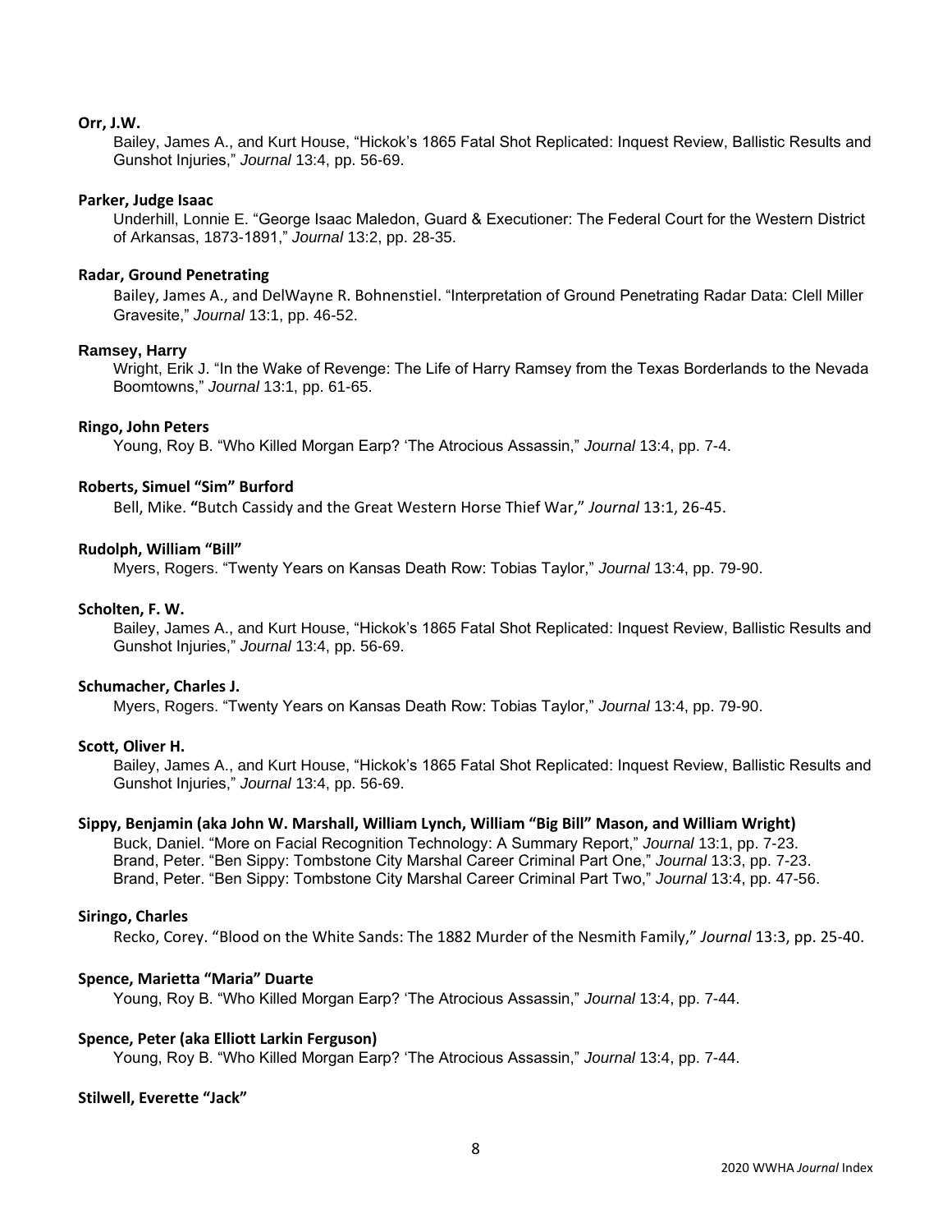**Orr, J.W.**

Bailey, James A., and Kurt House, "Hickok's 1865 Fatal Shot Replicated: Inquest Review, Ballistic Results and Gunshot Injuries," *Journal* 13:4, pp. 56-69.

**Parker, Judge Isaac**

Underhill, Lonnie E. "George Isaac Maledon, Guard & Executioner: The Federal Court for the Western District of Arkansas, 1873-1891," *Journal* 13:2, pp. 28-35.

**Radar, Ground Penetrating**

Bailey, James A., and DelWayne R. Bohnenstiel. "Interpretation of Ground Penetrating Radar Data: Clell Miller Gravesite," *Journal* 13:1, pp. 46-52.

**Ramsey, Harry**

Wright, Erik J. "In the Wake of Revenge: The Life of Harry Ramsey from the Texas Borderlands to the Nevada Boomtowns," *Journal* 13:1, pp. 61-65.

**Ringo, John Peters**

Young, Roy B. "Who Killed Morgan Earp? 'The Atrocious Assassin," *Journal* 13:4, pp. 7-4.

**Roberts, Simuel "Sim" Burford**

Bell, Mike. **"**Butch Cassidy and the Great Western Horse Thief War," *Journal* 13:1, 26-45.

**Rudolph, William "Bill"**

Myers, Rogers. "Twenty Years on Kansas Death Row: Tobias Taylor," *Journal* 13:4, pp. 79-90.

**Scholten, F. W.**

Bailey, James A., and Kurt House, "Hickok's 1865 Fatal Shot Replicated: Inquest Review, Ballistic Results and Gunshot Injuries," *Journal* 13:4, pp. 56-69.

**Schumacher, Charles J.**

Myers, Rogers. "Twenty Years on Kansas Death Row: Tobias Taylor," *Journal* 13:4, pp. 79-90.

**Scott, Oliver H.**

Bailey, James A., and Kurt House, "Hickok's 1865 Fatal Shot Replicated: Inquest Review, Ballistic Results and Gunshot Injuries," *Journal* 13:4, pp. 56-69.

**Sippy, Benjamin (aka John W. Marshall, William Lynch, William "Big Bill" Mason, and William Wright)**

Buck, Daniel. "More on Facial Recognition Technology: A Summary Report," *Journal* 13:1, pp. 7-23.
Brand, Peter. "Ben Sippy: Tombstone City Marshal Career Criminal Part One," *Journal* 13:3, pp. 7-23.
Brand, Peter. "Ben Sippy: Tombstone City Marshal Career Criminal Part Two," *Journal* 13:4, pp. 47-56.

**Siringo, Charles**

Recko, Corey. "Blood on the White Sands: The 1882 Murder of the Nesmith Family," *Journal* 13:3, pp. 25-40.

**Spence, Marietta "Maria" Duarte**

Young, Roy B. "Who Killed Morgan Earp? 'The Atrocious Assassin," *Journal* 13:4, pp. 7-44.

**Spence, Peter (aka Elliott Larkin Ferguson)**

Young, Roy B. "Who Killed Morgan Earp? 'The Atrocious Assassin," *Journal* 13:4, pp. 7-44.

**Stilwell, Everette "Jack"**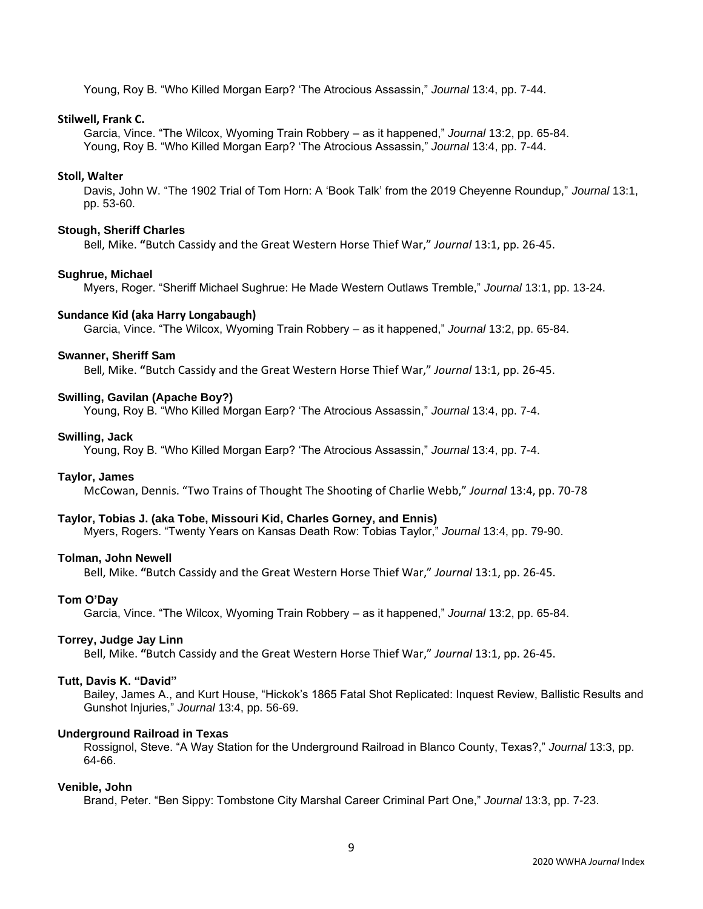Young, Roy B. "Who Killed Morgan Earp? 'The Atrocious Assassin," *Journal* 13:4, pp. 7-44.

**Stilwell, Frank C.**

Garcia, Vince. "The Wilcox, Wyoming Train Robbery – as it happened," *Journal* 13:2, pp. 65-84.
Young, Roy B. "Who Killed Morgan Earp? 'The Atrocious Assassin," *Journal* 13:4, pp. 7-44.

**Stoll, Walter**

Davis, John W. "The 1902 Trial of Tom Horn: A 'Book Talk' from the 2019 Cheyenne Roundup," *Journal* 13:1, pp. 53-60.

**Stough, Sheriff Charles**

Bell, Mike. **"**Butch Cassidy and the Great Western Horse Thief War," *Journal* 13:1, pp. 26-45.

**Sughrue, Michael**

Myers, Roger. "Sheriff Michael Sughrue: He Made Western Outlaws Tremble," *Journal* 13:1, pp. 13-24.

**Sundance Kid (aka Harry Longabaugh)**

Garcia, Vince. "The Wilcox, Wyoming Train Robbery – as it happened," *Journal* 13:2, pp. 65-84.

**Swanner, Sheriff Sam**

Bell, Mike. **"**Butch Cassidy and the Great Western Horse Thief War," *Journal* 13:1, pp. 26-45.

**Swilling, Gavilan (Apache Boy?)**

Young, Roy B. "Who Killed Morgan Earp? 'The Atrocious Assassin," *Journal* 13:4, pp. 7-4.

**Swilling, Jack**

Young, Roy B. "Who Killed Morgan Earp? 'The Atrocious Assassin," *Journal* 13:4, pp. 7-4.

**Taylor, James**

McCowan, Dennis. "Two Trains of Thought The Shooting of Charlie Webb," *Journal* 13:4, pp. 70-78

**Taylor, Tobias J. (aka Tobe, Missouri Kid, Charles Gorney, and Ennis)**

Myers, Rogers. "Twenty Years on Kansas Death Row: Tobias Taylor," *Journal* 13:4, pp. 79-90.

**Tolman, John Newell**

Bell, Mike. **"**Butch Cassidy and the Great Western Horse Thief War," *Journal* 13:1, pp. 26-45.

**Tom O'Day**

Garcia, Vince. "The Wilcox, Wyoming Train Robbery – as it happened," *Journal* 13:2, pp. 65-84.

**Torrey, Judge Jay Linn**

Bell, Mike. **"**Butch Cassidy and the Great Western Horse Thief War," *Journal* 13:1, pp. 26-45.

**Tutt, Davis K. "David"**

Bailey, James A., and Kurt House, "Hickok's 1865 Fatal Shot Replicated: Inquest Review, Ballistic Results and Gunshot Injuries," *Journal* 13:4, pp. 56-69.

**Underground Railroad in Texas**

Rossignol, Steve. "A Way Station for the Underground Railroad in Blanco County, Texas?," *Journal* 13:3, pp. 64-66.

**Venible, John**

Brand, Peter. "Ben Sippy: Tombstone City Marshal Career Criminal Part One," *Journal* 13:3, pp. 7-23.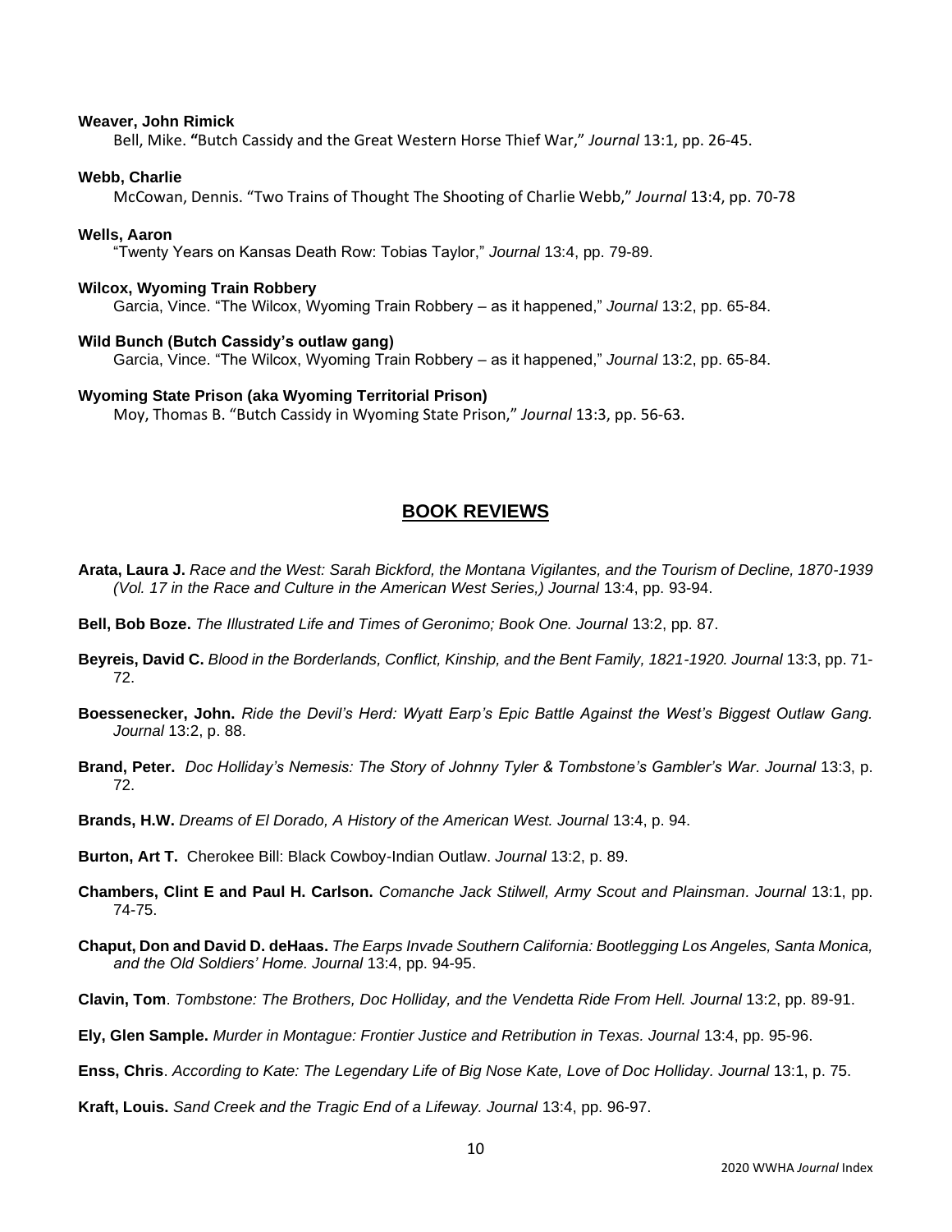**Weaver, John Rimick**
Bell, Mike. **"**Butch Cassidy and the Great Western Horse Thief War," *Journal* 13:1, pp. 26-45.

**Webb, Charlie**
McCowan, Dennis. "Two Trains of Thought The Shooting of Charlie Webb," *Journal* 13:4, pp. 70-78

**Wells, Aaron**
"Twenty Years on Kansas Death Row: Tobias Taylor," *Journal* 13:4, pp. 79-89.

**Wilcox, Wyoming Train Robbery**
Garcia, Vince. "The Wilcox, Wyoming Train Robbery – as it happened," *Journal* 13:2, pp. 65-84.

**Wild Bunch (Butch Cassidy's outlaw gang)**
Garcia, Vince. "The Wilcox, Wyoming Train Robbery – as it happened," *Journal* 13:2, pp. 65-84.

**Wyoming State Prison (aka Wyoming Territorial Prison)**
Moy, Thomas B. "Butch Cassidy in Wyoming State Prison," *Journal* 13:3, pp. 56-63.

## BOOK REVIEWS

**Arata, Laura J.** *Race and the West: Sarah Bickford, the Montana Vigilantes, and the Tourism of Decline, 1870-1939 (Vol. 17 in the Race and Culture in the American West Series,) Journal* 13:4, pp. 93-94.

**Bell, Bob Boze.** *The Illustrated Life and Times of Geronimo; Book One. Journal* 13:2, pp. 87.

**Beyreis, David C.** *Blood in the Borderlands, Conflict, Kinship, and the Bent Family, 1821-1920. Journal* 13:3, pp. 71-72.

**Boessenecker, John.** *Ride the Devil's Herd: Wyatt Earp's Epic Battle Against the West's Biggest Outlaw Gang. Journal* 13:2, p. 88.

**Brand, Peter.** *Doc Holliday's Nemesis: The Story of Johnny Tyler & Tombstone's Gambler's War*. *Journal* 13:3, p. 72.

**Brands, H.W.** *Dreams of El Dorado, A History of the American West. Journal* 13:4, p. 94.

**Burton, Art T.** Cherokee Bill: Black Cowboy-Indian Outlaw. *Journal* 13:2, p. 89.

**Chambers, Clint E and Paul H. Carlson.** *Comanche Jack Stilwell, Army Scout and Plainsman. Journal* 13:1, pp. 74-75.

**Chaput, Don and David D. deHaas.** *The Earps Invade Southern California: Bootlegging Los Angeles, Santa Monica, and the Old Soldiers' Home. Journal* 13:4, pp. 94-95.

**Clavin, Tom**. *Tombstone: The Brothers, Doc Holliday, and the Vendetta Ride From Hell. Journal* 13:2, pp. 89-91.

**Ely, Glen Sample.** *Murder in Montague: Frontier Justice and Retribution in Texas. Journal* 13:4, pp. 95-96.

**Enss, Chris**. *According to Kate: The Legendary Life of Big Nose Kate, Love of Doc Holliday*. *Journal* 13:1, p. 75.

**Kraft, Louis.** *Sand Creek and the Tragic End of a Lifeway. Journal* 13:4, pp. 96-97.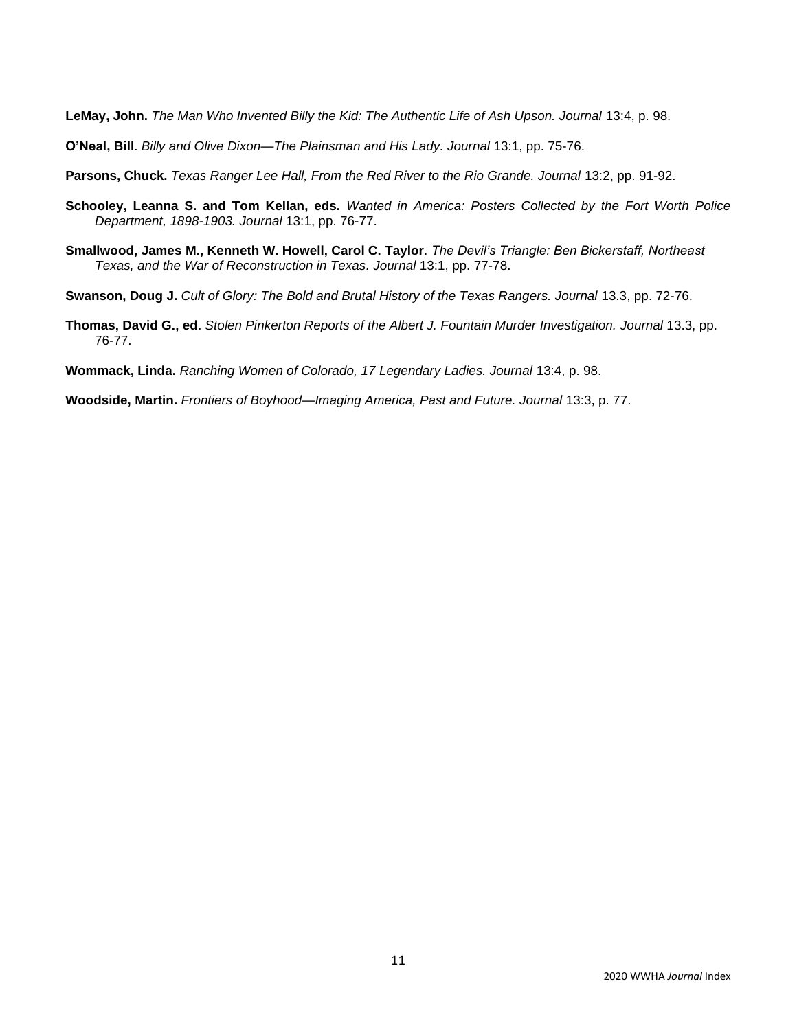**LeMay, John.** *The Man Who Invented Billy the Kid: The Authentic Life of Ash Upson. Journal* 13:4, p. 98.

**O'Neal, Bill**. *Billy and Olive Dixon—The Plainsman and His Lady. Journal* 13:1, pp. 75-76.

**Parsons, Chuck.** *Texas Ranger Lee Hall, From the Red River to the Rio Grande. Journal* 13:2, pp. 91-92.

**Schooley, Leanna S. and Tom Kellan, eds.** *Wanted in America: Posters Collected by the Fort Worth Police Department, 1898-1903. Journal* 13:1, pp. 76-77.

**Smallwood, James M., Kenneth W. Howell, Carol C. Taylor**. *The Devil's Triangle: Ben Bickerstaff, Northeast Texas, and the War of Reconstruction in Texas*. *Journal* 13:1, pp. 77-78.

**Swanson, Doug J.** *Cult of Glory: The Bold and Brutal History of the Texas Rangers. Journal* 13.3, pp. 72-76.

**Thomas, David G., ed.** *Stolen Pinkerton Reports of the Albert J. Fountain Murder Investigation. Journal* 13.3, pp. 76-77.

**Wommack, Linda.** *Ranching Women of Colorado, 17 Legendary Ladies. Journal* 13:4, p. 98.

**Woodside, Martin.** *Frontiers of Boyhood—Imaging America, Past and Future. Journal* 13:3, p. 77.